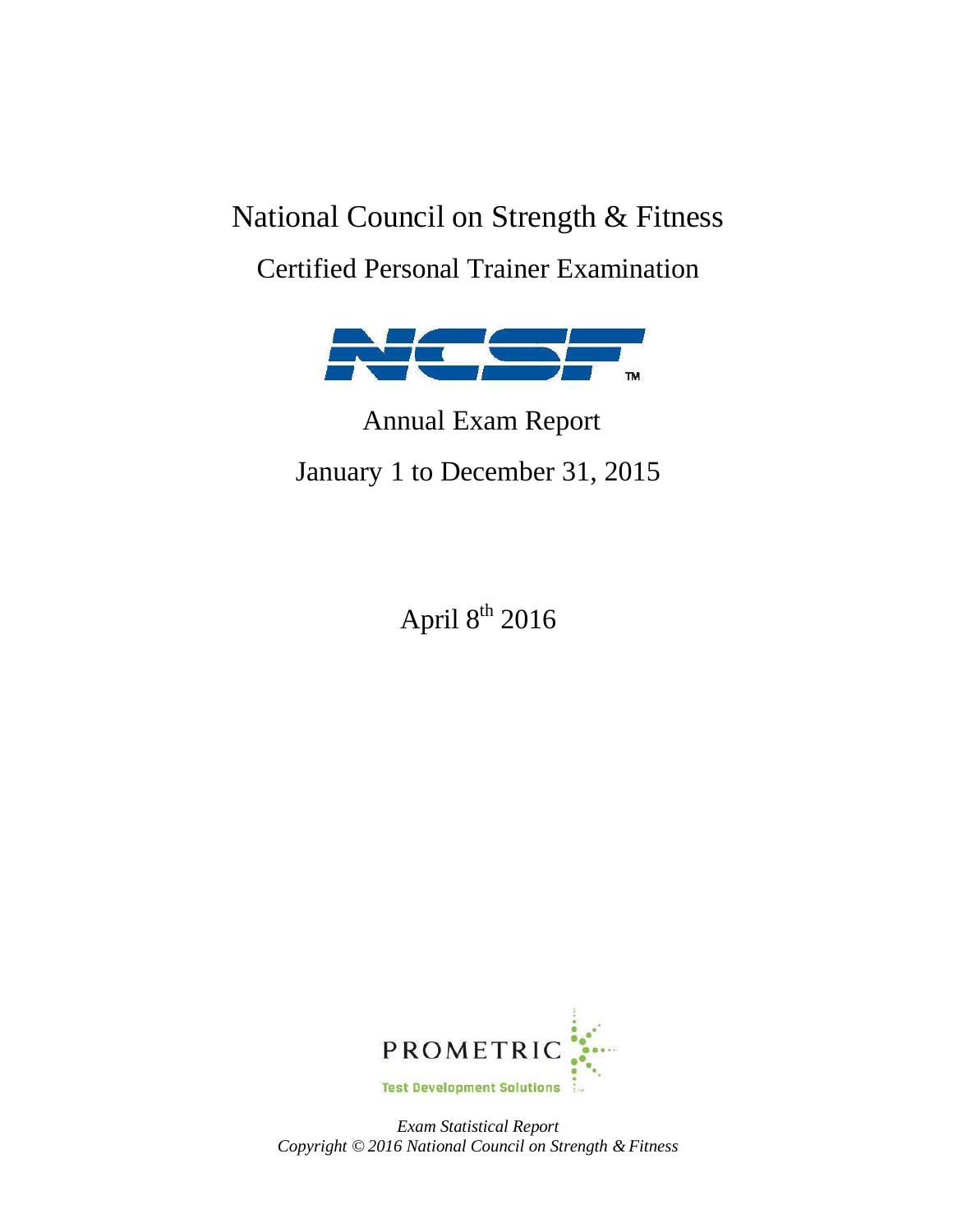# National Council on Strength & Fitness

## Certified Personal Trainer Examination

NCSF™

## Annual Exam Report

## January 1 to December 31, 2015

April 8th 2016

PROMETRIC

Test Development Solutions

*Exam Statistical Report*
*Copyright © 2016 National Council on Strength & Fitness*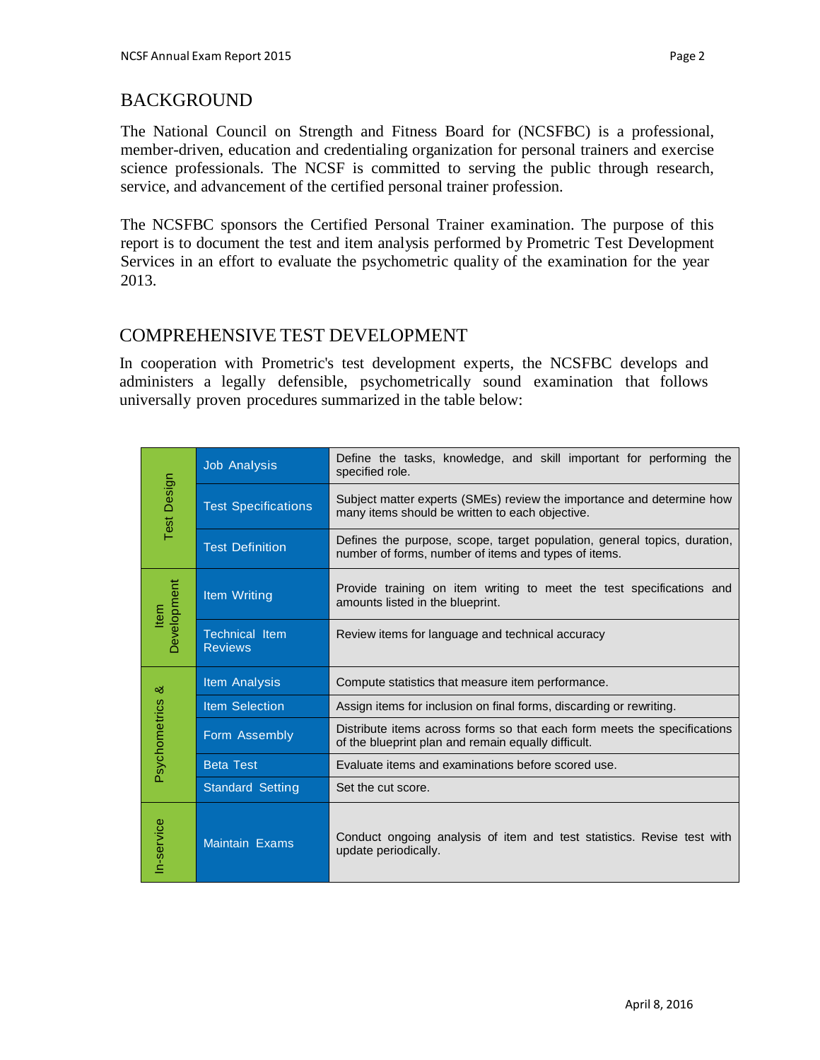## BACKGROUND

The National Council on Strength and Fitness Board for (NCSFBC) is a professional, member-driven, education and credentialing organization for personal trainers and exercise science professionals. The NCSF is committed to serving the public through research, service, and advancement of the certified personal trainer profession.

The NCSFBC sponsors the Certified Personal Trainer examination. The purpose of this report is to document the test and item analysis performed by Prometric Test Development Services in an effort to evaluate the psychometric quality of the examination for the year 2013.

## COMPREHENSIVE TEST DEVELOPMENT

In cooperation with Prometric's test development experts, the NCSFBC develops and administers a legally defensible, psychometrically sound examination that follows universally proven procedures summarized in the table below:

| Phase | Step | Description |
|---|---|---|
| Test Design | Job Analysis | Define the tasks, knowledge, and skill important for performing the specified role. |
| | Test Specifications | Subject matter experts (SMEs) review the importance and determine how many items should be written to each objective. |
| | Test Definition | Defines the purpose, scope, target population, general topics, duration, number of forms, number of items and types of items. |
| Item Development | Item Writing | Provide training on item writing to meet the test specifications and amounts listed in the blueprint. |
| | Technical Item Reviews | Review items for language and technical accuracy |
| Psychometrics & | Item Analysis | Compute statistics that measure item performance. |
| | Item Selection | Assign items for inclusion on final forms, discarding or rewriting. |
| | Form Assembly | Distribute items across forms so that each form meets the specifications of the blueprint plan and remain equally difficult. |
| | Beta Test | Evaluate items and examinations before scored use. |
| | Standard Setting | Set the cut score. |
| In-service | Maintain Exams | Conduct ongoing analysis of item and test statistics. Revise test with update periodically. |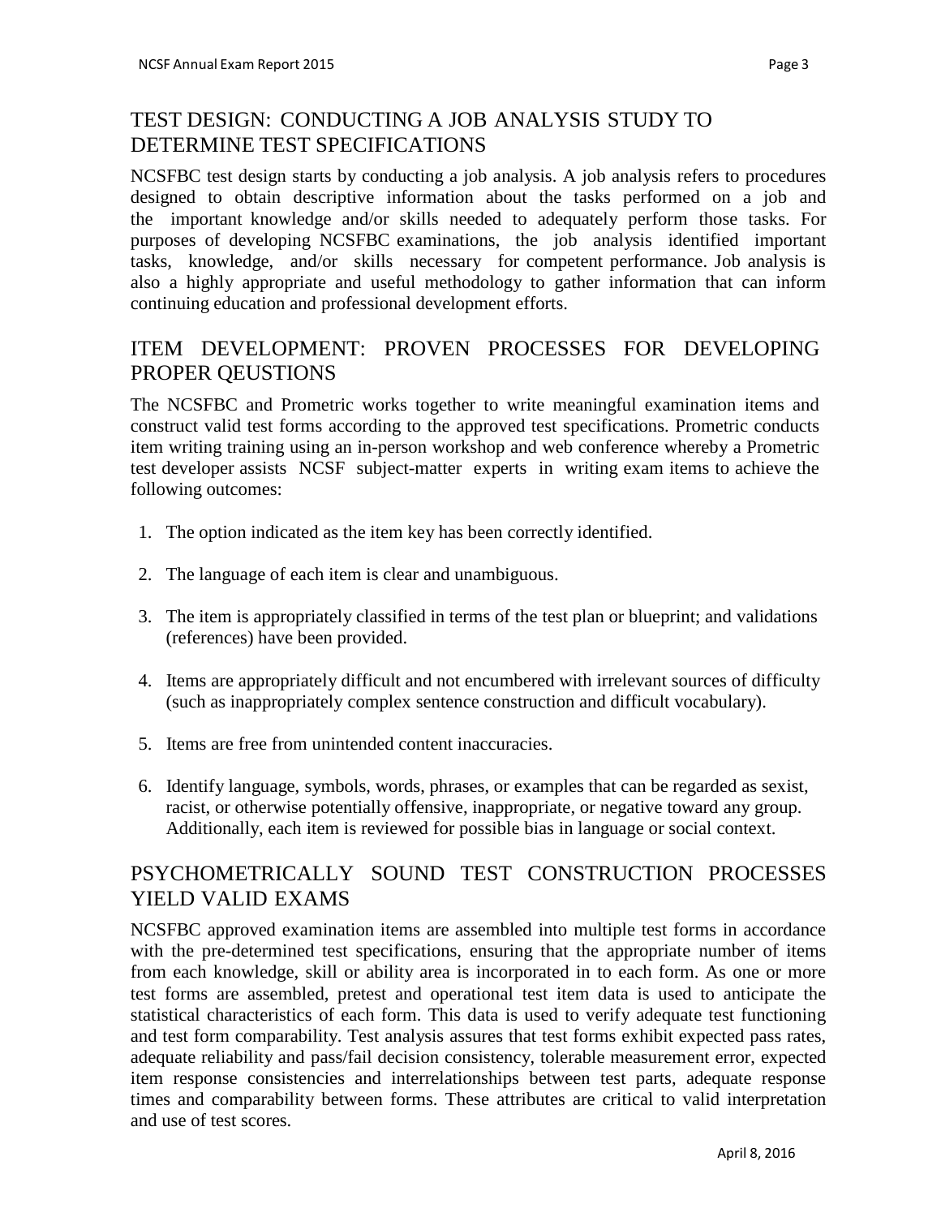## TEST DESIGN: CONDUCTING A JOB ANALYSIS STUDY TO DETERMINE TEST SPECIFICATIONS

NCSFBC test design starts by conducting a job analysis. A job analysis refers to procedures designed to obtain descriptive information about the tasks performed on a job and the important knowledge and/or skills needed to adequately perform those tasks. For purposes of developing NCSFBC examinations, the job analysis identified important tasks, knowledge, and/or skills necessary for competent performance. Job analysis is also a highly appropriate and useful methodology to gather information that can inform continuing education and professional development efforts.

## ITEM DEVELOPMENT: PROVEN PROCESSES FOR DEVELOPING PROPER QEUSTIONS

The NCSFBC and Prometric works together to write meaningful examination items and construct valid test forms according to the approved test specifications. Prometric conducts item writing training using an in-person workshop and web conference whereby a Prometric test developer assists NCSF subject-matter experts in writing exam items to achieve the following outcomes:

1. The option indicated as the item key has been correctly identified.
2. The language of each item is clear and unambiguous.
3. The item is appropriately classified in terms of the test plan or blueprint; and validations (references) have been provided.
4. Items are appropriately difficult and not encumbered with irrelevant sources of difficulty (such as inappropriately complex sentence construction and difficult vocabulary).
5. Items are free from unintended content inaccuracies.
6. Identify language, symbols, words, phrases, or examples that can be regarded as sexist, racist, or otherwise potentially offensive, inappropriate, or negative toward any group. Additionally, each item is reviewed for possible bias in language or social context.

## PSYCHOMETRICALLY SOUND TEST CONSTRUCTION PROCESSES YIELD VALID EXAMS

NCSFBC approved examination items are assembled into multiple test forms in accordance with the pre-determined test specifications, ensuring that the appropriate number of items from each knowledge, skill or ability area is incorporated in to each form. As one or more test forms are assembled, pretest and operational test item data is used to anticipate the statistical characteristics of each form. This data is used to verify adequate test functioning and test form comparability. Test analysis assures that test forms exhibit expected pass rates, adequate reliability and pass/fail decision consistency, tolerable measurement error, expected item response consistencies and interrelationships between test parts, adequate response times and comparability between forms. These attributes are critical to valid interpretation and use of test scores.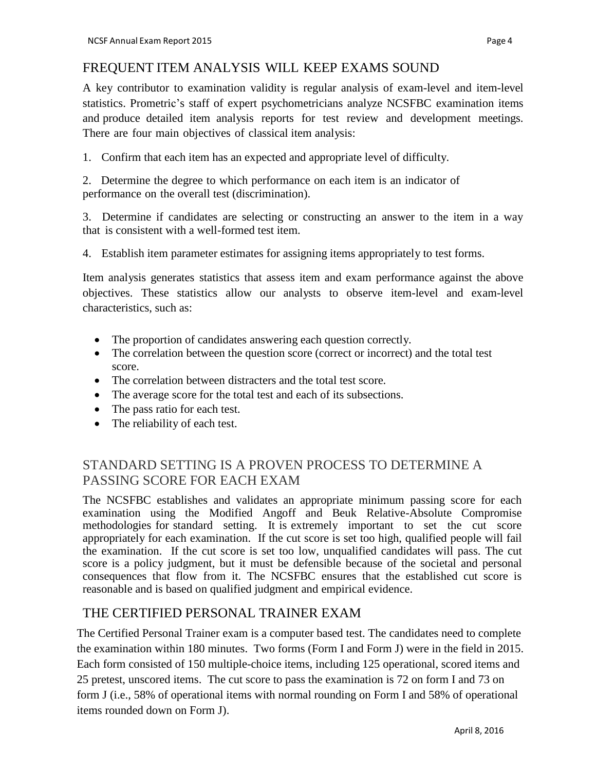## FREQUENT ITEM ANALYSIS WILL KEEP EXAMS SOUND

A key contributor to examination validity is regular analysis of exam-level and item-level statistics. Prometric's staff of expert psychometricians analyze NCSFBC examination items and produce detailed item analysis reports for test review and development meetings. There are four main objectives of classical item analysis:

1. Confirm that each item has an expected and appropriate level of difficulty.
2. Determine the degree to which performance on each item is an indicator of performance on the overall test (discrimination).
3. Determine if candidates are selecting or constructing an answer to the item in a way that is consistent with a well-formed test item.
4. Establish item parameter estimates for assigning items appropriately to test forms.

Item analysis generates statistics that assess item and exam performance against the above objectives. These statistics allow our analysts to observe item-level and exam-level characteristics, such as:

- The proportion of candidates answering each question correctly.
- The correlation between the question score (correct or incorrect) and the total test score.
- The correlation between distracters and the total test score.
- The average score for the total test and each of its subsections.
- The pass ratio for each test.
- The reliability of each test.

## STANDARD SETTING IS A PROVEN PROCESS TO DETERMINE A PASSING SCORE FOR EACH EXAM

The NCSFBC establishes and validates an appropriate minimum passing score for each examination using the Modified Angoff and Beuk Relative-Absolute Compromise methodologies for standard setting. It is extremely important to set the cut score appropriately for each examination. If the cut score is set too high, qualified people will fail the examination. If the cut score is set too low, unqualified candidates will pass. The cut score is a policy judgment, but it must be defensible because of the societal and personal consequences that flow from it. The NCSFBC ensures that the established cut score is reasonable and is based on qualified judgment and empirical evidence.

## THE CERTIFIED PERSONAL TRAINER EXAM

The Certified Personal Trainer exam is a computer based test. The candidates need to complete the examination within 180 minutes. Two forms (Form I and Form J) were in the field in 2015. Each form consisted of 150 multiple-choice items, including 125 operational, scored items and 25 pretest, unscored items. The cut score to pass the examination is 72 on form I and 73 on form J (i.e., 58% of operational items with normal rounding on Form I and 58% of operational items rounded down on Form J).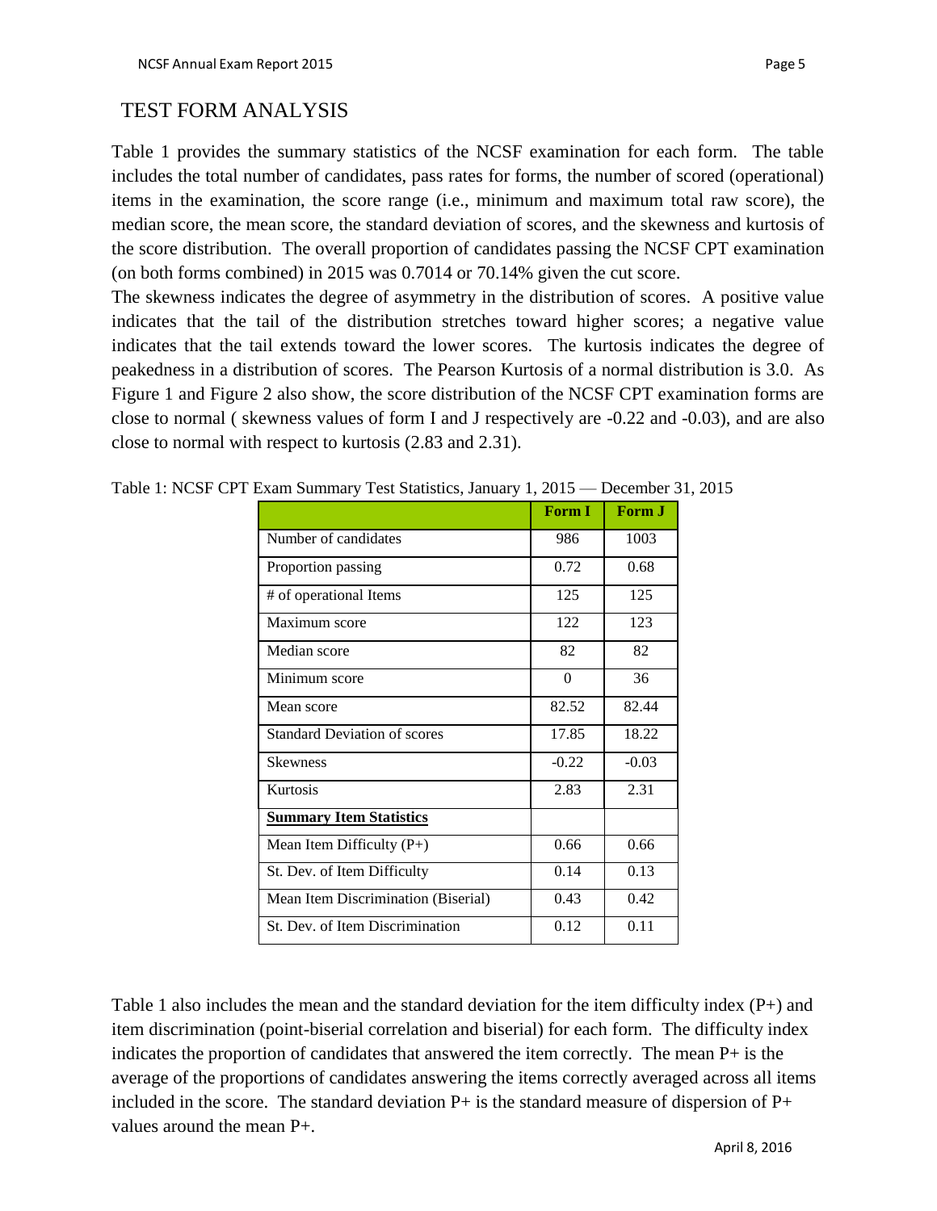# TEST FORM ANALYSIS

Table 1 provides the summary statistics of the NCSF examination for each form. The table includes the total number of candidates, pass rates for forms, the number of scored (operational) items in the examination, the score range (i.e., minimum and maximum total raw score), the median score, the mean score, the standard deviation of scores, and the skewness and kurtosis of the score distribution. The overall proportion of candidates passing the NCSF CPT examination (on both forms combined) in 2015 was 0.7014 or 70.14% given the cut score.

The skewness indicates the degree of asymmetry in the distribution of scores. A positive value indicates that the tail of the distribution stretches toward higher scores; a negative value indicates that the tail extends toward the lower scores. The kurtosis indicates the degree of peakedness in a distribution of scores. The Pearson Kurtosis of a normal distribution is 3.0. As Figure 1 and Figure 2 also show, the score distribution of the NCSF CPT examination forms are close to normal ( skewness values of form I and J respectively are -0.22 and -0.03), and are also close to normal with respect to kurtosis (2.83 and 2.31).

Table 1: NCSF CPT Exam Summary Test Statistics, January 1, 2015 — December 31, 2015

| | Form I | Form J |
|---|---|---|
| Number of candidates | 986 | 1003 |
| Proportion passing | 0.72 | 0.68 |
| # of operational Items | 125 | 125 |
| Maximum score | 122 | 123 |
| Median score | 82 | 82 |
| Minimum score | 0 | 36 |
| Mean score | 82.52 | 82.44 |
| Standard Deviation of scores | 17.85 | 18.22 |
| Skewness | -0.22 | -0.03 |
| Kurtosis | 2.83 | 2.31 |
| **Summary Item Statistics** | | |
| Mean Item Difficulty (P+) | 0.66 | 0.66 |
| St. Dev. of Item Difficulty | 0.14 | 0.13 |
| Mean Item Discrimination (Biserial) | 0.43 | 0.42 |
| St. Dev. of Item Discrimination | 0.12 | 0.11 |

Table 1 also includes the mean and the standard deviation for the item difficulty index (P+) and item discrimination (point-biserial correlation and biserial) for each form. The difficulty index indicates the proportion of candidates that answered the item correctly. The mean P+ is the average of the proportions of candidates answering the items correctly averaged across all items included in the score. The standard deviation P+ is the standard measure of dispersion of P+ values around the mean P+.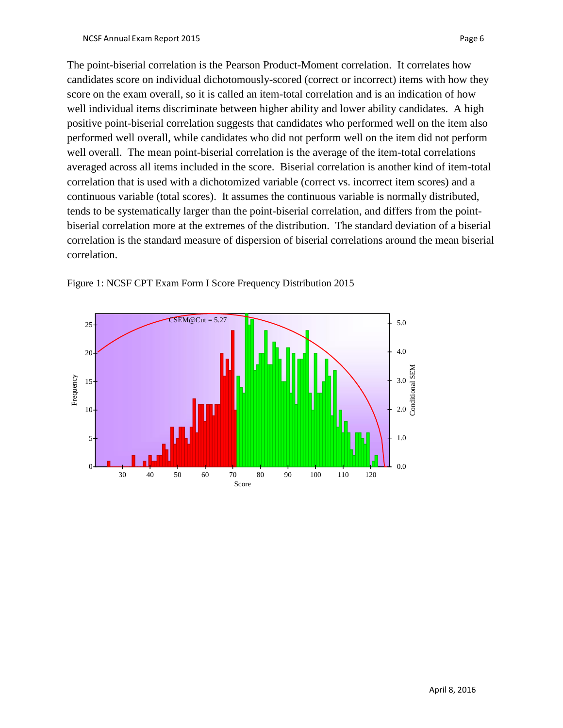The point-biserial correlation is the Pearson Product-Moment correlation. It correlates how candidates score on individual dichotomously-scored (correct or incorrect) items with how they score on the exam overall, so it is called an item-total correlation and is an indication of how well individual items discriminate between higher ability and lower ability candidates. A high positive point-biserial correlation suggests that candidates who performed well on the item also performed well overall, while candidates who did not perform well on the item did not perform well overall. The mean point-biserial correlation is the average of the item-total correlations averaged across all items included in the score. Biserial correlation is another kind of item-total correlation that is used with a dichotomized variable (correct vs. incorrect item scores) and a continuous variable (total scores). It assumes the continuous variable is normally distributed, tends to be systematically larger than the point-biserial correlation, and differs from the point-biserial correlation more at the extremes of the distribution. The standard deviation of a biserial correlation is the standard measure of dispersion of biserial correlations around the mean biserial correlation.

Figure 1: NCSF CPT Exam Form I Score Frequency Distribution 2015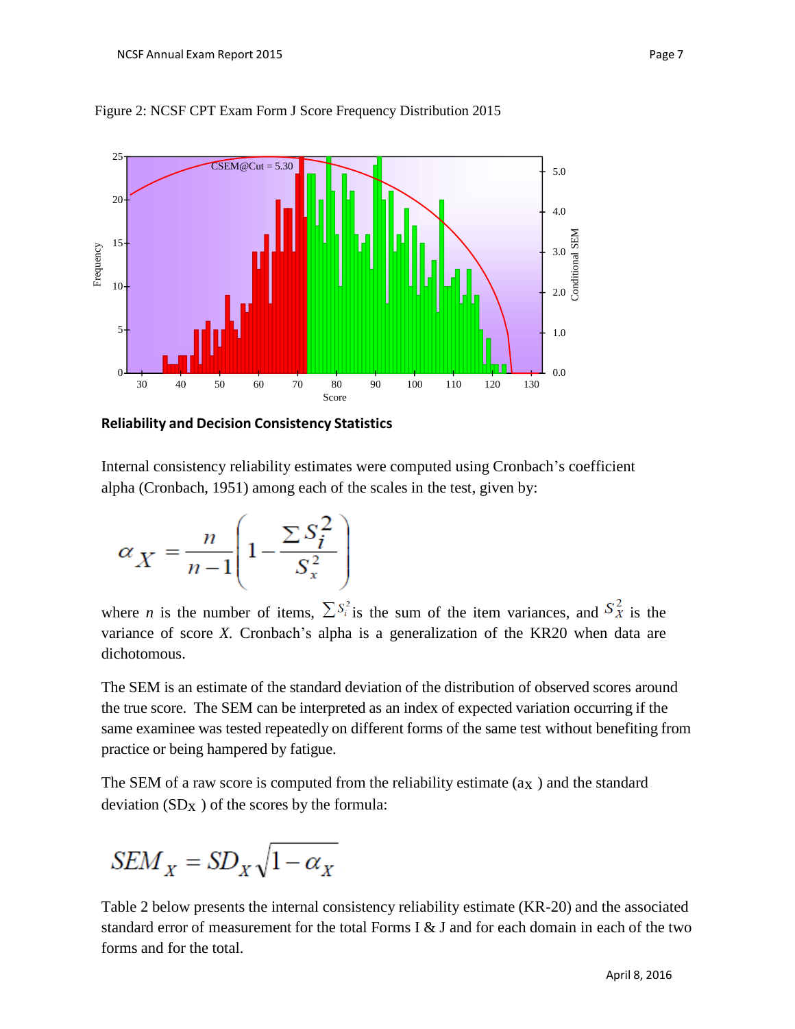Figure 2: NCSF CPT Exam Form J Score Frequency Distribution 2015

**Reliability and Decision Consistency Statistics**

Internal consistency reliability estimates were computed using Cronbach's coefficient alpha (Cronbach, 1951) among each of the scales in the test, given by:

$$\alpha_X = \frac{n}{n-1}\left(1 - \frac{\sum S_i^2}{S_x^2}\right)$$

where $n$ is the number of items, $\sum S_i^2$ is the sum of the item variances, and $S_X^2$ is the variance of score $X$. Cronbach's alpha is a generalization of the KR20 when data are dichotomous.

The SEM is an estimate of the standard deviation of the distribution of observed scores around the true score. The SEM can be interpreted as an index of expected variation occurring if the same examinee was tested repeatedly on different forms of the same test without benefiting from practice or being hampered by fatigue.

The SEM of a raw score is computed from the reliability estimate ($a_X$) and the standard deviation ($SD_X$) of the scores by the formula:

$$SEM_X = SD_X\sqrt{1 - \alpha_X}$$

Table 2 below presents the internal consistency reliability estimate (KR-20) and the associated standard error of measurement for the total Forms I & J and for each domain in each of the two forms and for the total.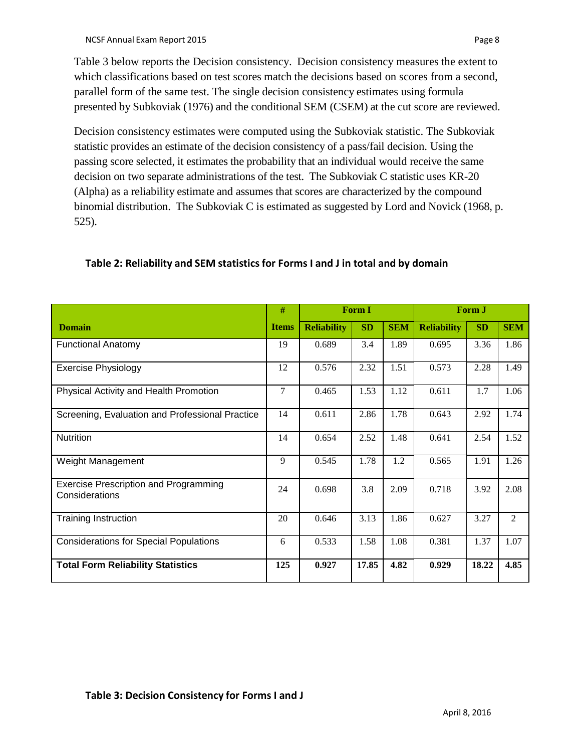Table 3 below reports the Decision consistency. Decision consistency measures the extent to which classifications based on test scores match the decisions based on scores from a second, parallel form of the same test. The single decision consistency estimates using formula presented by Subkoviak (1976) and the conditional SEM (CSEM) at the cut score are reviewed.

Decision consistency estimates were computed using the Subkoviak statistic. The Subkoviak statistic provides an estimate of the decision consistency of a pass/fail decision. Using the passing score selected, it estimates the probability that an individual would receive the same decision on two separate administrations of the test. The Subkoviak C statistic uses KR-20 (Alpha) as a reliability estimate and assumes that scores are characterized by the compound binomial distribution. The Subkoviak C is estimated as suggested by Lord and Novick (1968, p. 525).

**Table 2: Reliability and SEM statistics for Forms I and J in total and by domain**

| | # | Form I | | | Form J | | |
|---|---|---|---|---|---|---|---|
| **Domain** | **Items** | **Reliability** | **SD** | **SEM** | **Reliability** | **SD** | **SEM** |
| Functional Anatomy | 19 | 0.689 | 3.4 | 1.89 | 0.695 | 3.36 | 1.86 |
| Exercise Physiology | 12 | 0.576 | 2.32 | 1.51 | 0.573 | 2.28 | 1.49 |
| Physical Activity and Health Promotion | 7 | 0.465 | 1.53 | 1.12 | 0.611 | 1.7 | 1.06 |
| Screening, Evaluation and Professional Practice | 14 | 0.611 | 2.86 | 1.78 | 0.643 | 2.92 | 1.74 |
| Nutrition | 14 | 0.654 | 2.52 | 1.48 | 0.641 | 2.54 | 1.52 |
| Weight Management | 9 | 0.545 | 1.78 | 1.2 | 0.565 | 1.91 | 1.26 |
| Exercise Prescription and Programming Considerations | 24 | 0.698 | 3.8 | 2.09 | 0.718 | 3.92 | 2.08 |
| Training Instruction | 20 | 0.646 | 3.13 | 1.86 | 0.627 | 3.27 | 2 |
| Considerations for Special Populations | 6 | 0.533 | 1.58 | 1.08 | 0.381 | 1.37 | 1.07 |
| **Total Form Reliability Statistics** | **125** | **0.927** | **17.85** | **4.82** | **0.929** | **18.22** | **4.85** |

**Table 3: Decision Consistency for Forms I and J**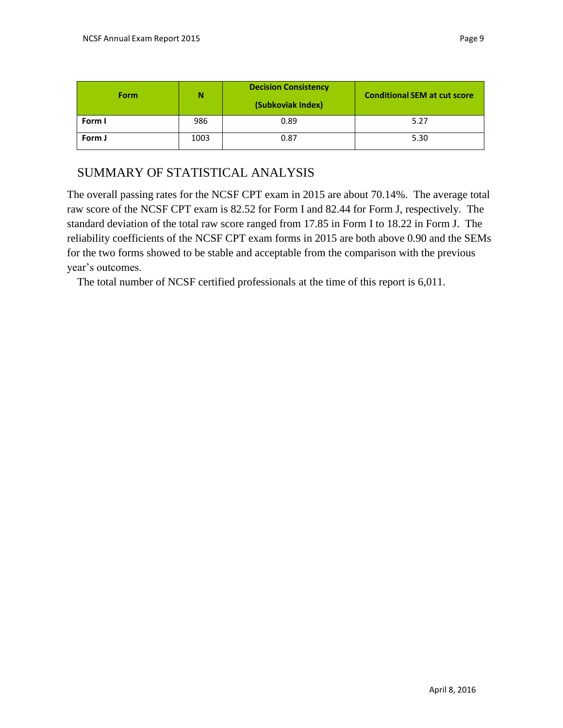| Form | N | Decision Consistency (Subkoviak Index) | Conditional SEM at cut score |
|---|---|---|---|
| **Form I** | 986 | 0.89 | 5.27 |
| **Form J** | 1003 | 0.87 | 5.30 |

## SUMMARY OF STATISTICAL ANALYSIS

The overall passing rates for the NCSF CPT exam in 2015 are about 70.14%. The average total raw score of the NCSF CPT exam is 82.52 for Form I and 82.44 for Form J, respectively. The standard deviation of the total raw score ranged from 17.85 in Form I to 18.22 in Form J. The reliability coefficients of the NCSF CPT exam forms in 2015 are both above 0.90 and the SEMs for the two forms showed to be stable and acceptable from the comparison with the previous year's outcomes.

The total number of NCSF certified professionals at the time of this report is 6,011.